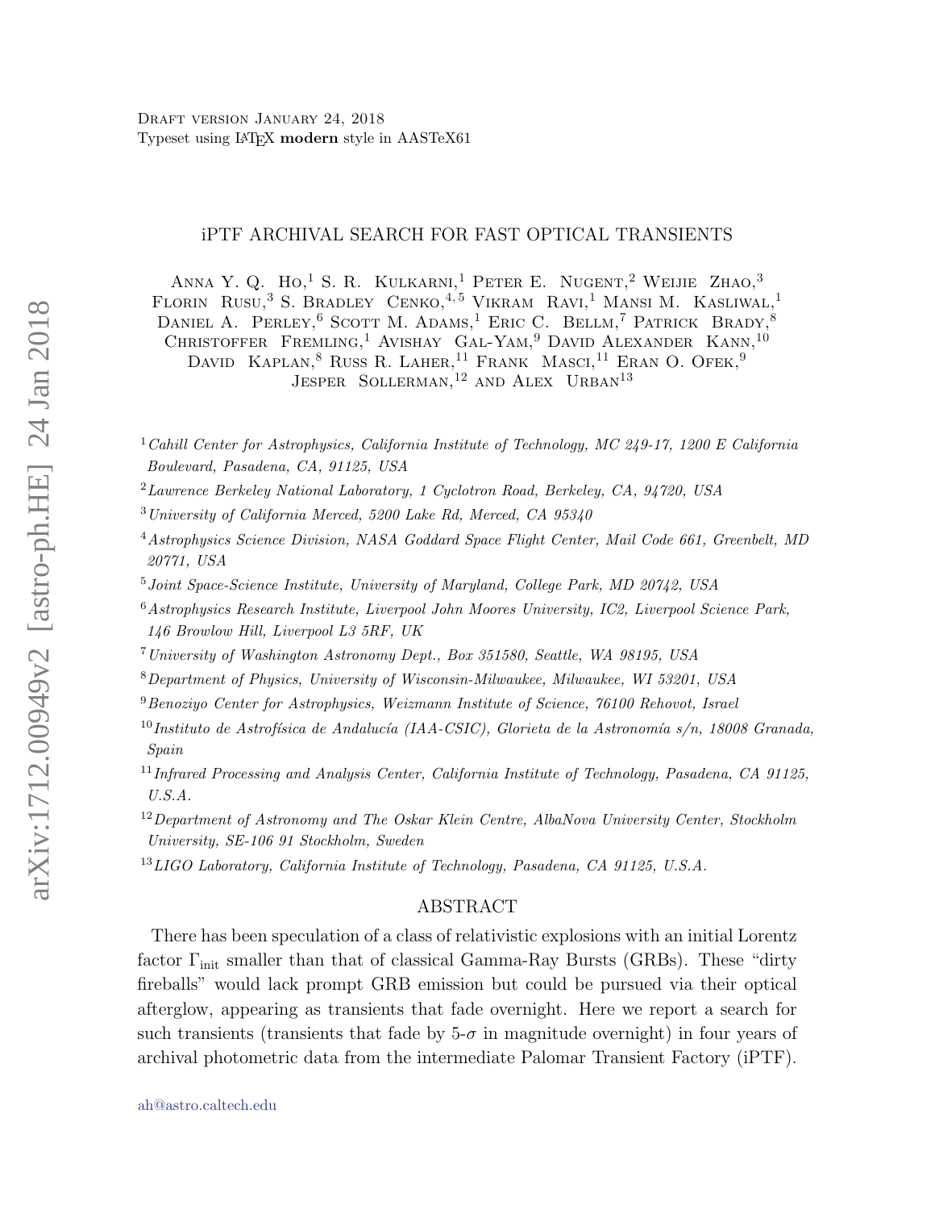Draft version January 24, 2018

Typeset using LaTeX **modern** style in AASTeX61

# iPTF ARCHIVAL SEARCH FOR FAST OPTICAL TRANSIENTS

Anna Y. Q. Ho,[1] S. R. Kulkarni,[1] Peter E. Nugent,[2] Weijie Zhao,[3] Florin Rusu,[3] S. Bradley Cenko,[4,5] Vikram Ravi,[1] Mansi M. Kasliwal,[1] Daniel A. Perley,[6] Scott M. Adams,[1] Eric C. Bellm,[7] Patrick Brady,[8] Christoffer Fremling,[1] Avishay Gal-Yam,[9] David Alexander Kann,[10] David Kaplan,[8] Russ R. Laher,[11] Frank Masci,[11] Eran O. Ofek,[9] Jesper Sollerman,[12] and Alex Urban[13]

[1] *Cahill Center for Astrophysics, California Institute of Technology, MC 249-17, 1200 E California Boulevard, Pasadena, CA, 91125, USA*

[2] *Lawrence Berkeley National Laboratory, 1 Cyclotron Road, Berkeley, CA, 94720, USA*

[3] *University of California Merced, 5200 Lake Rd, Merced, CA 95340*

[4] *Astrophysics Science Division, NASA Goddard Space Flight Center, Mail Code 661, Greenbelt, MD 20771, USA*

[5] *Joint Space-Science Institute, University of Maryland, College Park, MD 20742, USA*

[6] *Astrophysics Research Institute, Liverpool John Moores University, IC2, Liverpool Science Park, 146 Browlow Hill, Liverpool L3 5RF, UK*

[7] *University of Washington Astronomy Dept., Box 351580, Seattle, WA 98195, USA*

[8] *Department of Physics, University of Wisconsin-Milwaukee, Milwaukee, WI 53201, USA*

[9] *Benoziyo Center for Astrophysics, Weizmann Institute of Science, 76100 Rehovot, Israel*

[10] *Instituto de Astrofísica de Andalucía (IAA-CSIC), Glorieta de la Astronomía s/n, 18008 Granada, Spain*

[11] *Infrared Processing and Analysis Center, California Institute of Technology, Pasadena, CA 91125, U.S.A.*

[12] *Department of Astronomy and The Oskar Klein Centre, AlbaNova University Center, Stockholm University, SE-106 91 Stockholm, Sweden*

[13] *LIGO Laboratory, California Institute of Technology, Pasadena, CA 91125, U.S.A.*

## ABSTRACT

There has been speculation of a class of relativistic explosions with an initial Lorentz factor $\Gamma_{\rm init}$ smaller than that of classical Gamma-Ray Bursts (GRBs). These "dirty fireballs" would lack prompt GRB emission but could be pursued via their optical afterglow, appearing as transients that fade overnight. Here we report a search for such transients (transients that fade by 5-$\sigma$ in magnitude overnight) in four years of archival photometric data from the intermediate Palomar Transient Factory (iPTF).

ah@astro.caltech.edu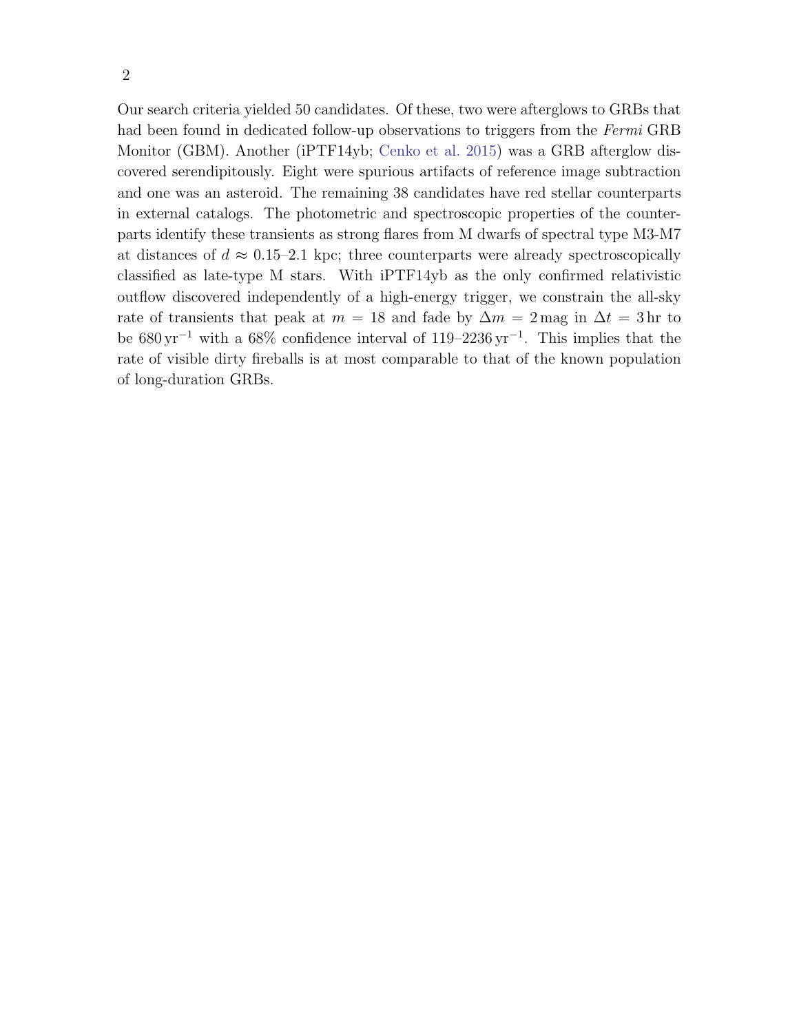Our search criteria yielded 50 candidates. Of these, two were afterglows to GRBs that had been found in dedicated follow-up observations to triggers from the *Fermi* GRB Monitor (GBM). Another (iPTF14yb; Cenko et al. 2015) was a GRB afterglow discovered serendipitously. Eight were spurious artifacts of reference image subtraction and one was an asteroid. The remaining 38 candidates have red stellar counterparts in external catalogs. The photometric and spectroscopic properties of the counterparts identify these transients as strong flares from M dwarfs of spectral type M3-M7 at distances of $d \approx 0.15$–$2.1$ kpc; three counterparts were already spectroscopically classified as late-type M stars. With iPTF14yb as the only confirmed relativistic outflow discovered independently of a high-energy trigger, we constrain the all-sky rate of transients that peak at $m = 18$ and fade by $\Delta m = 2\,\mathrm{mag}$ in $\Delta t = 3\,\mathrm{hr}$ to be $680\,\mathrm{yr}^{-1}$ with a 68% confidence interval of $119$–$2236\,\mathrm{yr}^{-1}$. This implies that the rate of visible dirty fireballs is at most comparable to that of the known population of long-duration GRBs.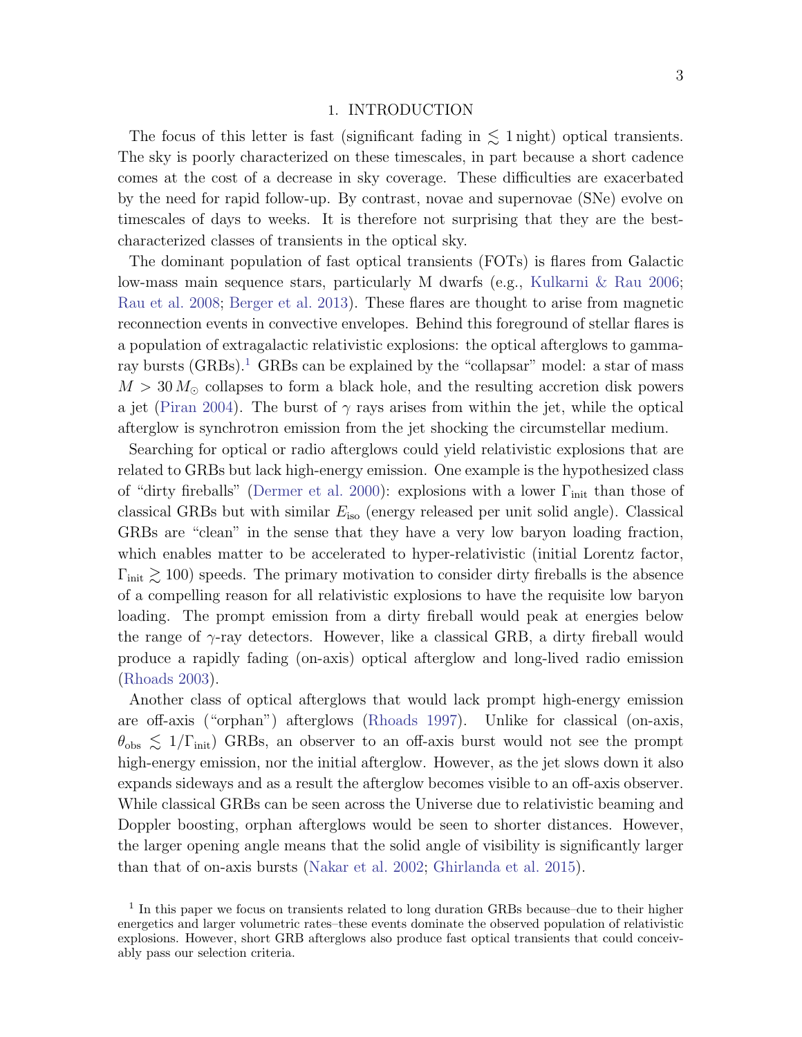# 1. INTRODUCTION

The focus of this letter is fast (significant fading in $\lesssim 1$ night) optical transients. The sky is poorly characterized on these timescales, in part because a short cadence comes at the cost of a decrease in sky coverage. These difficulties are exacerbated by the need for rapid follow-up. By contrast, novae and supernovae (SNe) evolve on timescales of days to weeks. It is therefore not surprising that they are the best-characterized classes of transients in the optical sky.

The dominant population of fast optical transients (FOTs) is flares from Galactic low-mass main sequence stars, particularly M dwarfs (e.g., Kulkarni & Rau 2006; Rau et al. 2008; Berger et al. 2013). These flares are thought to arise from magnetic reconnection events in convective envelopes. Behind this foreground of stellar flares is a population of extragalactic relativistic explosions: the optical afterglows to gamma-ray bursts (GRBs).[1] GRBs can be explained by the "collapsar" model: a star of mass $M > 30\,M_{\odot}$ collapses to form a black hole, and the resulting accretion disk powers a jet (Piran 2004). The burst of $\gamma$ rays arises from within the jet, while the optical afterglow is synchrotron emission from the jet shocking the circumstellar medium.

Searching for optical or radio afterglows could yield relativistic explosions that are related to GRBs but lack high-energy emission. One example is the hypothesized class of "dirty fireballs" (Dermer et al. 2000): explosions with a lower $\Gamma_{\rm init}$ than those of classical GRBs but with similar $E_{\rm iso}$ (energy released per unit solid angle). Classical GRBs are "clean" in the sense that they have a very low baryon loading fraction, which enables matter to be accelerated to hyper-relativistic (initial Lorentz factor, $\Gamma_{\rm init} \gtrsim 100$) speeds. The primary motivation to consider dirty fireballs is the absence of a compelling reason for all relativistic explosions to have the requisite low baryon loading. The prompt emission from a dirty fireball would peak at energies below the range of $\gamma$-ray detectors. However, like a classical GRB, a dirty fireball would produce a rapidly fading (on-axis) optical afterglow and long-lived radio emission (Rhoads 2003).

Another class of optical afterglows that would lack prompt high-energy emission are off-axis ("orphan") afterglows (Rhoads 1997). Unlike for classical (on-axis, $\theta_{\rm obs} \lesssim 1/\Gamma_{\rm init}$) GRBs, an observer to an off-axis burst would not see the prompt high-energy emission, nor the initial afterglow. However, as the jet slows down it also expands sideways and as a result the afterglow becomes visible to an off-axis observer. While classical GRBs can be seen across the Universe due to relativistic beaming and Doppler boosting, orphan afterglows would be seen to shorter distances. However, the larger opening angle means that the solid angle of visibility is significantly larger than that of on-axis bursts (Nakar et al. 2002; Ghirlanda et al. 2015).

[1] In this paper we focus on transients related to long duration GRBs because–due to their higher energetics and larger volumetric rates–these events dominate the observed population of relativistic explosions. However, short GRB afterglows also produce fast optical transients that could conceivably pass our selection criteria.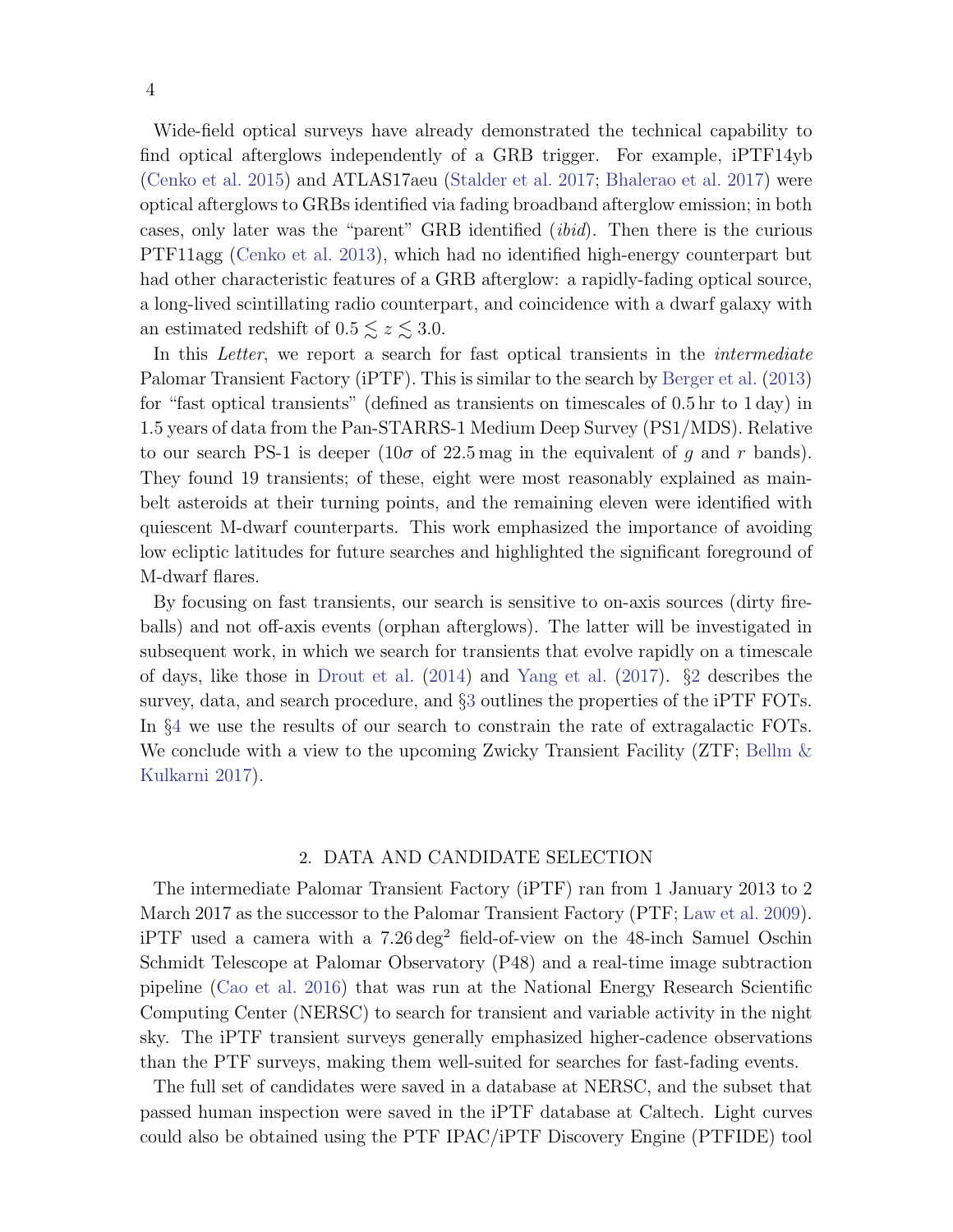Wide-field optical surveys have already demonstrated the technical capability to find optical afterglows independently of a GRB trigger. For example, iPTF14yb (Cenko et al. 2015) and ATLAS17aeu (Stalder et al. 2017; Bhalerao et al. 2017) were optical afterglows to GRBs identified via fading broadband afterglow emission; in both cases, only later was the "parent" GRB identified (*ibid*). Then there is the curious PTF11agg (Cenko et al. 2013), which had no identified high-energy counterpart but had other characteristic features of a GRB afterglow: a rapidly-fading optical source, a long-lived scintillating radio counterpart, and coincidence with a dwarf galaxy with an estimated redshift of $0.5 \lesssim z \lesssim 3.0$.

In this *Letter*, we report a search for fast optical transients in the *intermediate* Palomar Transient Factory (iPTF). This is similar to the search by Berger et al. (2013) for "fast optical transients" (defined as transients on timescales of 0.5 hr to 1 day) in 1.5 years of data from the Pan-STARRS-1 Medium Deep Survey (PS1/MDS). Relative to our search PS-1 is deeper ($10\sigma$ of 22.5 mag in the equivalent of $g$ and $r$ bands). They found 19 transients; of these, eight were most reasonably explained as main-belt asteroids at their turning points, and the remaining eleven were identified with quiescent M-dwarf counterparts. This work emphasized the importance of avoiding low ecliptic latitudes for future searches and highlighted the significant foreground of M-dwarf flares.

By focusing on fast transients, our search is sensitive to on-axis sources (dirty fireballs) and not off-axis events (orphan afterglows). The latter will be investigated in subsequent work, in which we search for transients that evolve rapidly on a timescale of days, like those in Drout et al. (2014) and Yang et al. (2017). §2 describes the survey, data, and search procedure, and §3 outlines the properties of the iPTF FOTs. In §4 we use the results of our search to constrain the rate of extragalactic FOTs. We conclude with a view to the upcoming Zwicky Transient Facility (ZTF; Bellm & Kulkarni 2017).

## 2. DATA AND CANDIDATE SELECTION

The intermediate Palomar Transient Factory (iPTF) ran from 1 January 2013 to 2 March 2017 as the successor to the Palomar Transient Factory (PTF; Law et al. 2009). iPTF used a camera with a $7.26\,\mathrm{deg}^2$ field-of-view on the 48-inch Samuel Oschin Schmidt Telescope at Palomar Observatory (P48) and a real-time image subtraction pipeline (Cao et al. 2016) that was run at the National Energy Research Scientific Computing Center (NERSC) to search for transient and variable activity in the night sky. The iPTF transient surveys generally emphasized higher-cadence observations than the PTF surveys, making them well-suited for searches for fast-fading events.

The full set of candidates were saved in a database at NERSC, and the subset that passed human inspection were saved in the iPTF database at Caltech. Light curves could also be obtained using the PTF IPAC/iPTF Discovery Engine (PTFIDE) tool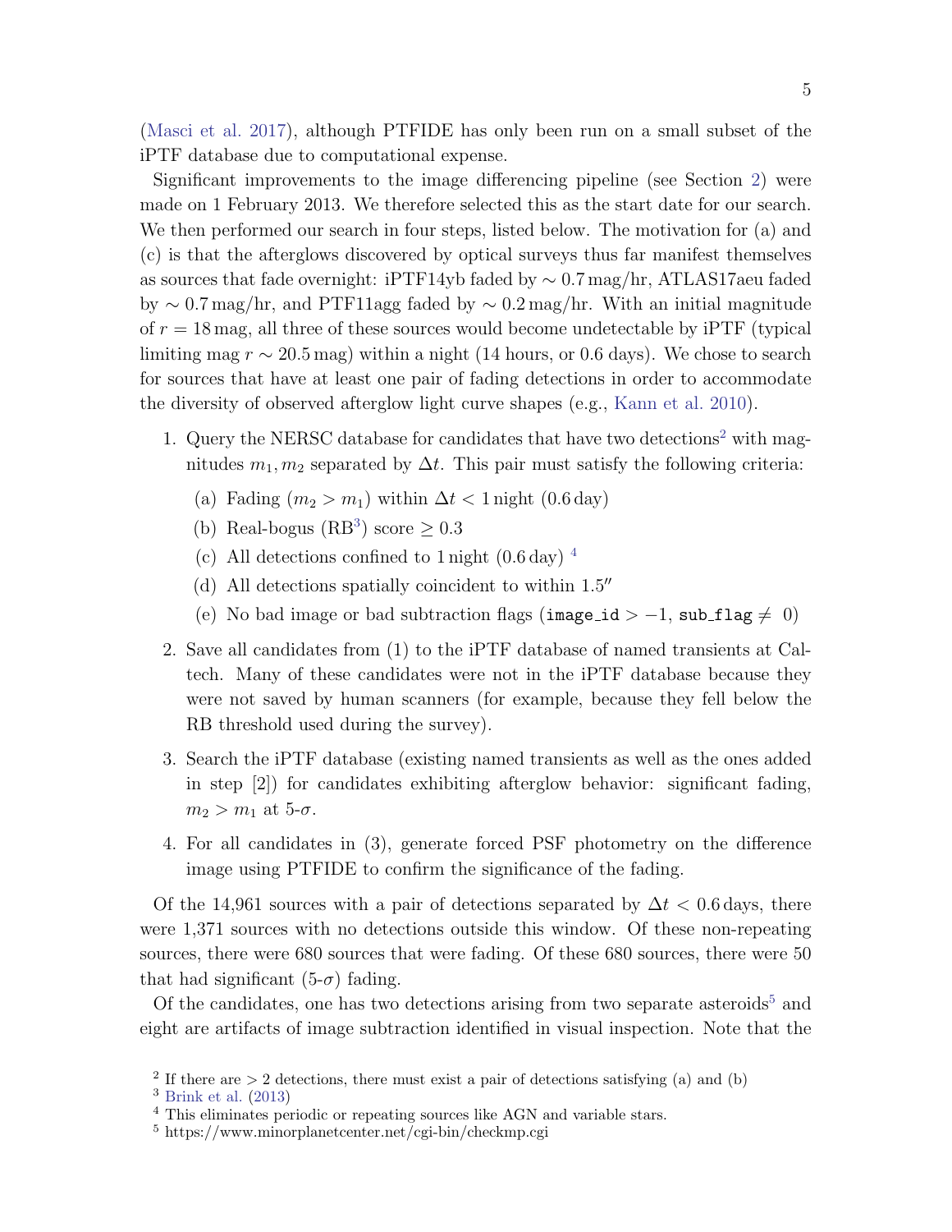(Masci et al. 2017), although PTFIDE has only been run on a small subset of the iPTF database due to computational expense.

Significant improvements to the image differencing pipeline (see Section 2) were made on 1 February 2013. We therefore selected this as the start date for our search. We then performed our search in four steps, listed below. The motivation for (a) and (c) is that the afterglows discovered by optical surveys thus far manifest themselves as sources that fade overnight: iPTF14yb faded by $\sim 0.7\,$mag/hr, ATLAS17aeu faded by $\sim 0.7\,$mag/hr, and PTF11agg faded by $\sim 0.2\,$mag/hr. With an initial magnitude of $r = 18\,$mag, all three of these sources would become undetectable by iPTF (typical limiting mag $r \sim 20.5\,$mag) within a night (14 hours, or 0.6 days). We chose to search for sources that have at least one pair of fading detections in order to accommodate the diversity of observed afterglow light curve shapes (e.g., Kann et al. 2010).

1. Query the NERSC database for candidates that have two detections[2] with magnitudes $m_1, m_2$ separated by $\Delta t$. This pair must satisfy the following criteria:
   (a) Fading ($m_2 > m_1$) within $\Delta t < 1\,$night ($0.6\,$day)
   (b) Real-bogus (RB[3]) score $\geq 0.3$
   (c) All detections confined to 1 night ($0.6\,$day) [4]
   (d) All detections spatially coincident to within $1.5''$
   (e) No bad image or bad subtraction flags (`image_id` $> -1$, `sub_flag` $\neq\ 0$)
2. Save all candidates from (1) to the iPTF database of named transients at Caltech. Many of these candidates were not in the iPTF database because they were not saved by human scanners (for example, because they fell below the RB threshold used during the survey).
3. Search the iPTF database (existing named transients as well as the ones added in step [2]) for candidates exhibiting afterglow behavior: significant fading, $m_2 > m_1$ at 5-$\sigma$.
4. For all candidates in (3), generate forced PSF photometry on the difference image using PTFIDE to confirm the significance of the fading.

Of the 14,961 sources with a pair of detections separated by $\Delta t < 0.6\,$days, there were 1,371 sources with no detections outside this window. Of these non-repeating sources, there were 680 sources that were fading. Of these 680 sources, there were 50 that had significant (5-$\sigma$) fading.

Of the candidates, one has two detections arising from two separate asteroids[5] and eight are artifacts of image subtraction identified in visual inspection. Note that the

[2] If there are $> 2$ detections, there must exist a pair of detections satisfying (a) and (b)

[3] Brink et al. (2013)

[4] This eliminates periodic or repeating sources like AGN and variable stars.

[5] https://www.minorplanetcenter.net/cgi-bin/checkmp.cgi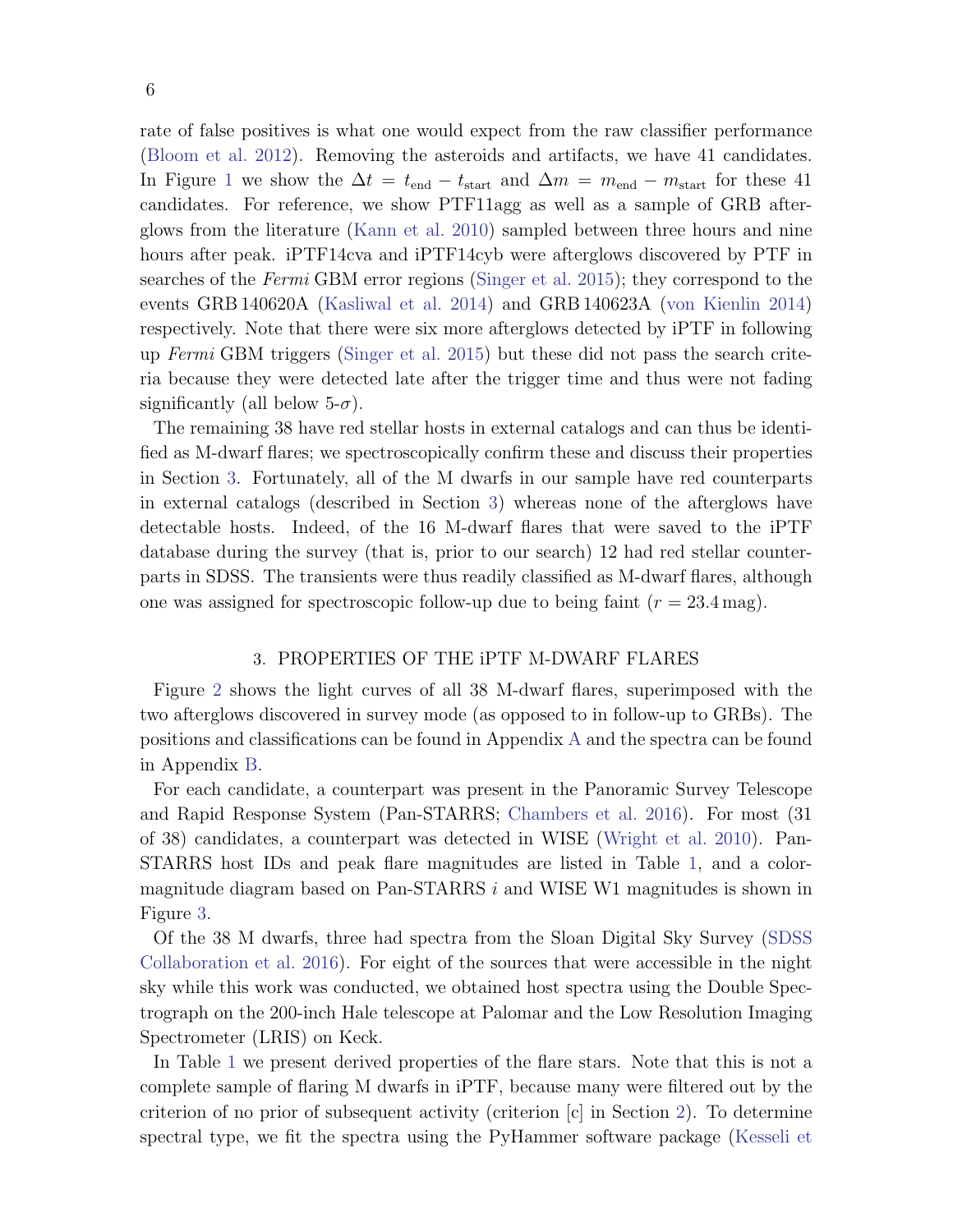rate of false positives is what one would expect from the raw classifier performance (Bloom et al. 2012). Removing the asteroids and artifacts, we have 41 candidates. In Figure 1 we show the $\Delta t = t_{\rm end} - t_{\rm start}$ and $\Delta m = m_{\rm end} - m_{\rm start}$ for these 41 candidates. For reference, we show PTF11agg as well as a sample of GRB afterglows from the literature (Kann et al. 2010) sampled between three hours and nine hours after peak. iPTF14cva and iPTF14cyb were afterglows discovered by PTF in searches of the *Fermi* GBM error regions (Singer et al. 2015); they correspond to the events GRB 140620A (Kasliwal et al. 2014) and GRB 140623A (von Kienlin 2014) respectively. Note that there were six more afterglows detected by iPTF in following up *Fermi* GBM triggers (Singer et al. 2015) but these did not pass the search criteria because they were detected late after the trigger time and thus were not fading significantly (all below 5-$\sigma$).

The remaining 38 have red stellar hosts in external catalogs and can thus be identified as M-dwarf flares; we spectroscopically confirm these and discuss their properties in Section 3. Fortunately, all of the M dwarfs in our sample have red counterparts in external catalogs (described in Section 3) whereas none of the afterglows have detectable hosts. Indeed, of the 16 M-dwarf flares that were saved to the iPTF database during the survey (that is, prior to our search) 12 had red stellar counterparts in SDSS. The transients were thus readily classified as M-dwarf flares, although one was assigned for spectroscopic follow-up due to being faint ($r = 23.4$ mag).

## 3. PROPERTIES OF THE iPTF M-DWARF FLARES

Figure 2 shows the light curves of all 38 M-dwarf flares, superimposed with the two afterglows discovered in survey mode (as opposed to in follow-up to GRBs). The positions and classifications can be found in Appendix A and the spectra can be found in Appendix B.

For each candidate, a counterpart was present in the Panoramic Survey Telescope and Rapid Response System (Pan-STARRS; Chambers et al. 2016). For most (31 of 38) candidates, a counterpart was detected in WISE (Wright et al. 2010). Pan-STARRS host IDs and peak flare magnitudes are listed in Table 1, and a color-magnitude diagram based on Pan-STARRS $i$ and WISE W1 magnitudes is shown in Figure 3.

Of the 38 M dwarfs, three had spectra from the Sloan Digital Sky Survey (SDSS Collaboration et al. 2016). For eight of the sources that were accessible in the night sky while this work was conducted, we obtained host spectra using the Double Spectrograph on the 200-inch Hale telescope at Palomar and the Low Resolution Imaging Spectrometer (LRIS) on Keck.

In Table 1 we present derived properties of the flare stars. Note that this is not a complete sample of flaring M dwarfs in iPTF, because many were filtered out by the criterion of no prior of subsequent activity (criterion [c] in Section 2). To determine spectral type, we fit the spectra using the PyHammer software package (Kesseli et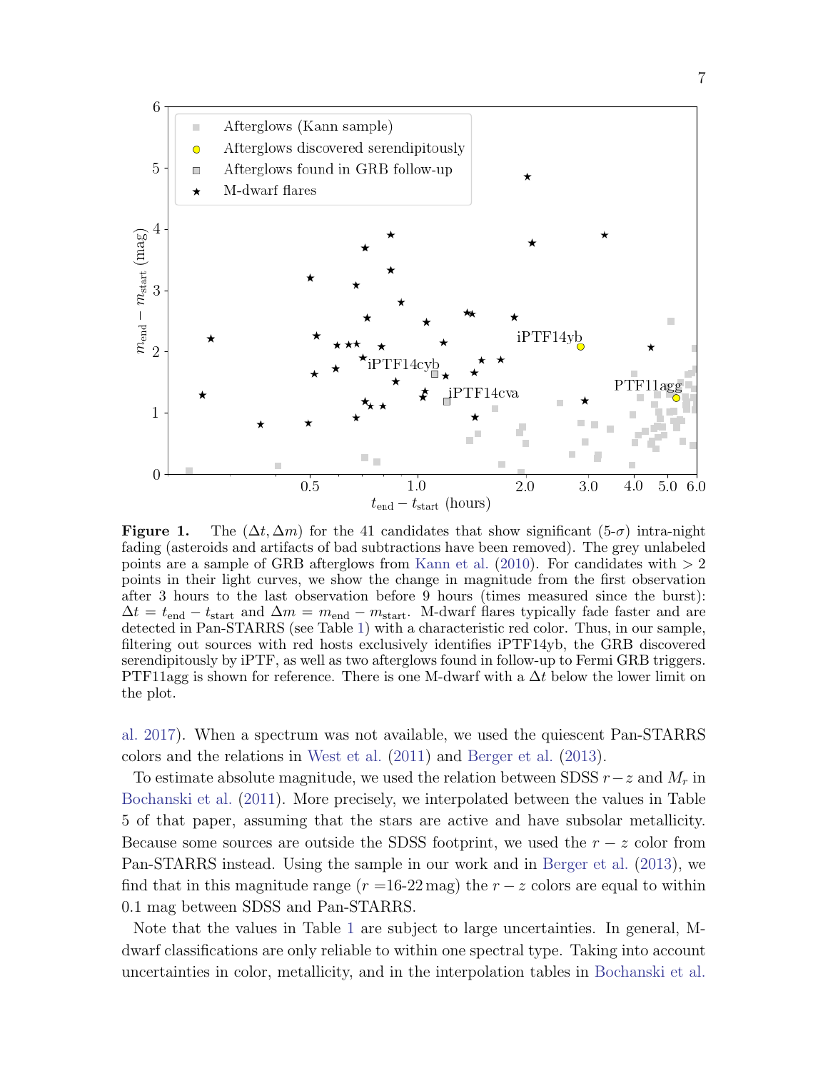**Figure 1.** The $(\Delta t, \Delta m)$ for the 41 candidates that show significant (5-$\sigma$) intra-night fading (asteroids and artifacts of bad subtractions have been removed). The grey unlabeled points are a sample of GRB afterglows from Kann et al. (2010). For candidates with $> 2$ points in their light curves, we show the change in magnitude from the first observation after 3 hours to the last observation before 9 hours (times measured since the burst): $\Delta t = t_{\rm end} - t_{\rm start}$ and $\Delta m = m_{\rm end} - m_{\rm start}$. M-dwarf flares typically fade faster and are detected in Pan-STARRS (see Table 1) with a characteristic red color. Thus, in our sample, filtering out sources with red hosts exclusively identifies iPTF14yb, the GRB discovered serendipitously by iPTF, as well as two afterglows found in follow-up to Fermi GRB triggers. PTF11agg is shown for reference. There is one M-dwarf with a $\Delta t$ below the lower limit on the plot.

al. 2017). When a spectrum was not available, we used the quiescent Pan-STARRS colors and the relations in West et al. (2011) and Berger et al. (2013).

To estimate absolute magnitude, we used the relation between SDSS $r-z$ and $M_r$ in Bochanski et al. (2011). More precisely, we interpolated between the values in Table 5 of that paper, assuming that the stars are active and have subsolar metallicity. Because some sources are outside the SDSS footprint, we used the $r-z$ color from Pan-STARRS instead. Using the sample in our work and in Berger et al. (2013), we find that in this magnitude range ($r$ =16-22 mag) the $r-z$ colors are equal to within 0.1 mag between SDSS and Pan-STARRS.

Note that the values in Table 1 are subject to large uncertainties. In general, M-dwarf classifications are only reliable to within one spectral type. Taking into account uncertainties in color, metallicity, and in the interpolation tables in Bochanski et al.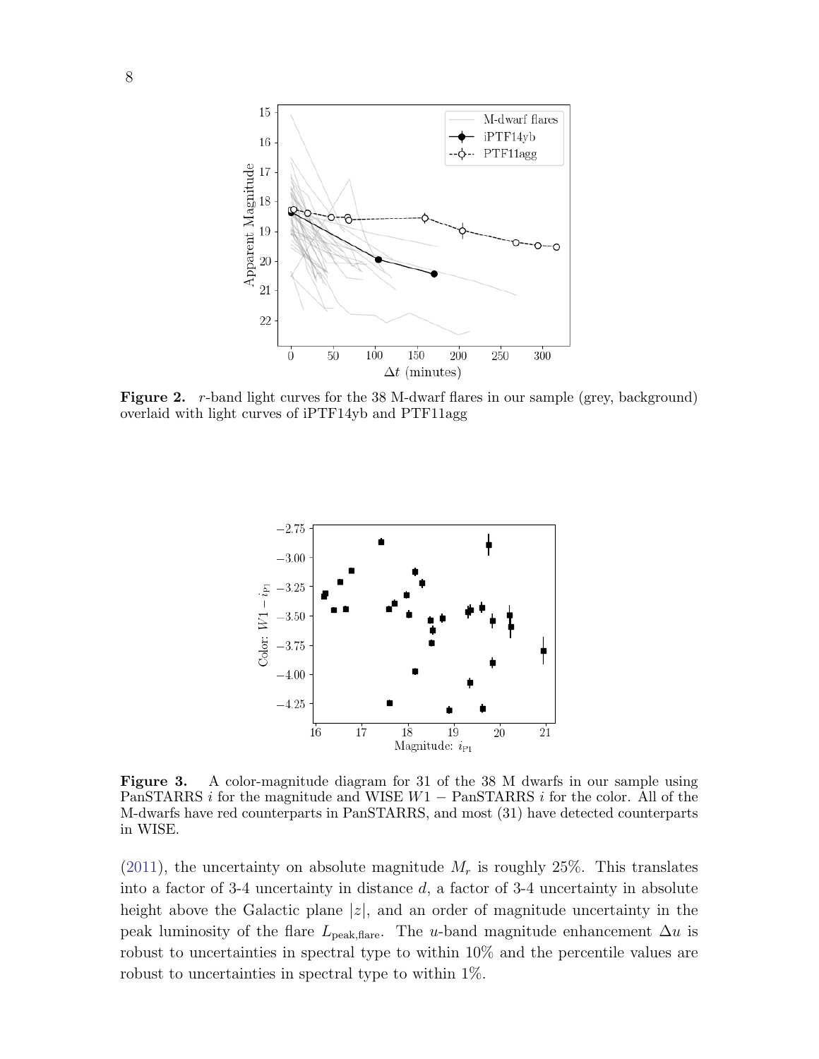**Figure 2.** $r$-band light curves for the 38 M-dwarf flares in our sample (grey, background) overlaid with light curves of iPTF14yb and PTF11agg

**Figure 3.** A color-magnitude diagram for 31 of the 38 M dwarfs in our sample using PanSTARRS $i$ for the magnitude and WISE $W1$ − PanSTARRS $i$ for the color. All of the M-dwarfs have red counterparts in PanSTARRS, and most (31) have detected counterparts in WISE.

(2011), the uncertainty on absolute magnitude $M_r$ is roughly 25%. This translates into a factor of 3-4 uncertainty in distance $d$, a factor of 3-4 uncertainty in absolute height above the Galactic plane $|z|$, and an order of magnitude uncertainty in the peak luminosity of the flare $L_{\rm peak,flare}$. The $u$-band magnitude enhancement $\Delta u$ is robust to uncertainties in spectral type to within 10% and the percentile values are robust to uncertainties in spectral type to within 1%.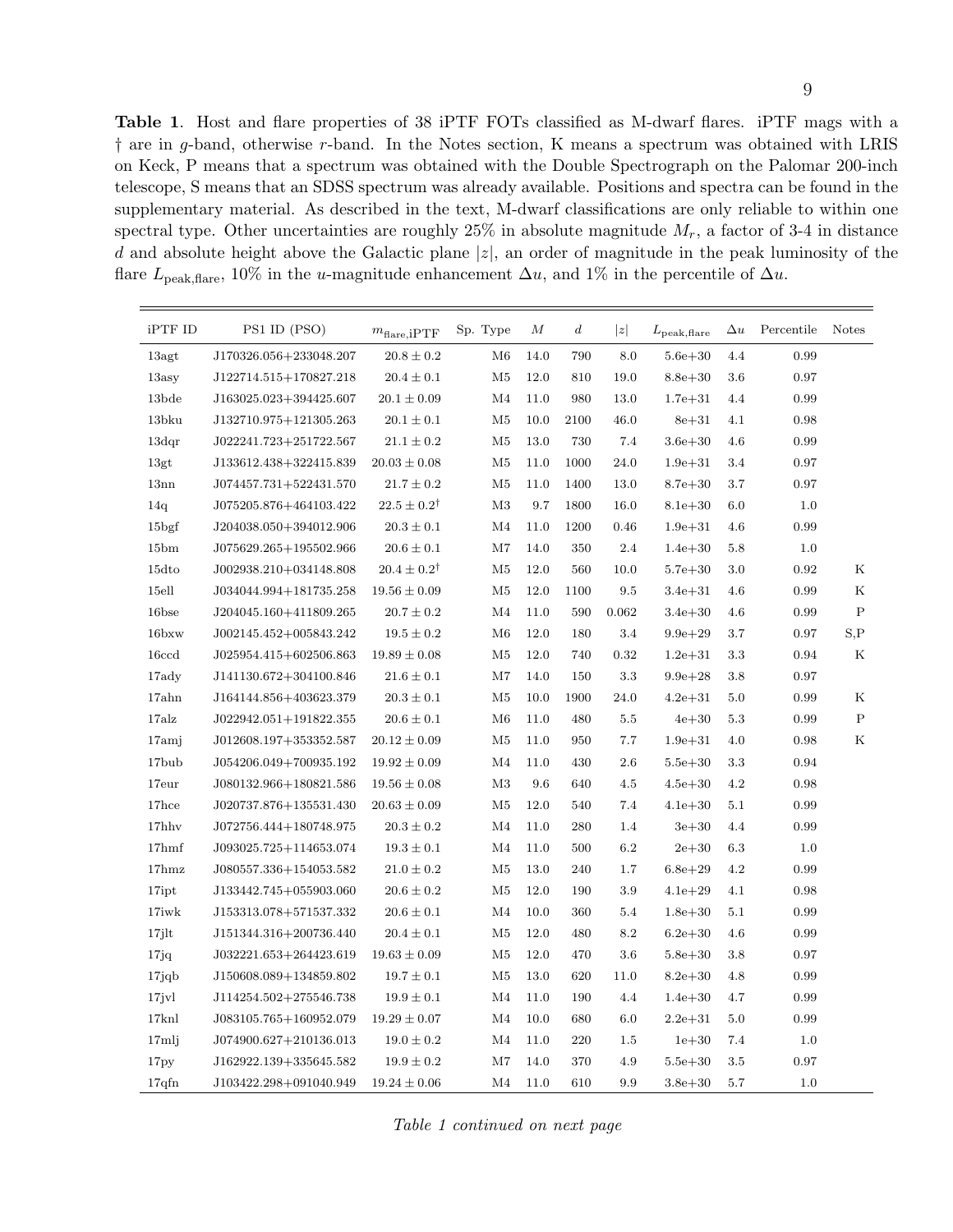**Table 1**. Host and flare properties of 38 iPTF FOTs classified as M-dwarf flares. iPTF mags with a † are in $g$-band, otherwise $r$-band. In the Notes section, K means a spectrum was obtained with LRIS on Keck, P means that a spectrum was obtained with the Double Spectrograph on the Palomar 200-inch telescope, S means that an SDSS spectrum was already available. Positions and spectra can be found in the supplementary material. As described in the text, M-dwarf classifications are only reliable to within one spectral type. Other uncertainties are roughly 25% in absolute magnitude $M_r$, a factor of 3-4 in distance $d$ and absolute height above the Galactic plane $|z|$, an order of magnitude in the peak luminosity of the flare $L_{\rm peak,flare}$, 10% in the $u$-magnitude enhancement $\Delta u$, and 1% in the percentile of $\Delta u$.

| iPTF ID | PS1 ID (PSO) | $m_{\rm flare,iPTF}$ | Sp. Type | $M$ | $d$ | $\|z\|$ | $L_{\rm peak,flare}$ | $\Delta u$ | Percentile | Notes |
|---|---|---|---|---|---|---|---|---|---|---|
| 13agt | J170326.056+233048.207 | $20.8 \pm 0.2$ | M6 | 14.0 | 790 | 8.0 | 5.6e+30 | 4.4 | 0.99 | |
| 13asy | J122714.515+170827.218 | $20.4 \pm 0.1$ | M5 | 12.0 | 810 | 19.0 | 8.8e+30 | 3.6 | 0.97 | |
| 13bde | J163025.023+394425.607 | $20.1 \pm 0.09$ | M4 | 11.0 | 980 | 13.0 | 1.7e+31 | 4.4 | 0.99 | |
| 13bku | J132710.975+121305.263 | $20.1 \pm 0.1$ | M5 | 10.0 | 2100 | 46.0 | 8e+31 | 4.1 | 0.98 | |
| 13dqr | J022241.723+251722.567 | $21.1 \pm 0.2$ | M5 | 13.0 | 730 | 7.4 | 3.6e+30 | 4.6 | 0.99 | |
| 13gt | J133612.438+322415.839 | $20.03 \pm 0.08$ | M5 | 11.0 | 1000 | 24.0 | 1.9e+31 | 3.4 | 0.97 | |
| 13nn | J074457.731+522431.570 | $21.7 \pm 0.2$ | M5 | 11.0 | 1400 | 13.0 | 8.7e+30 | 3.7 | 0.97 | |
| 14q | J075205.876+464103.422 | $22.5 \pm 0.2^{\dagger}$ | M3 | 9.7 | 1800 | 16.0 | 8.1e+30 | 6.0 | 1.0 | |
| 15bgf | J204038.050+394012.906 | $20.3 \pm 0.1$ | M4 | 11.0 | 1200 | 0.46 | 1.9e+31 | 4.6 | 0.99 | |
| 15bm | J075629.265+195502.966 | $20.6 \pm 0.1$ | M7 | 14.0 | 350 | 2.4 | 1.4e+30 | 5.8 | 1.0 | |
| 15dto | J002938.210+034148.808 | $20.4 \pm 0.2^{\dagger}$ | M5 | 12.0 | 560 | 10.0 | 5.7e+30 | 3.0 | 0.92 | K |
| 15ell | J034044.994+181735.258 | $19.56 \pm 0.09$ | M5 | 12.0 | 1100 | 9.5 | 3.4e+31 | 4.6 | 0.99 | K |
| 16bse | J204045.160+411809.265 | $20.7 \pm 0.2$ | M4 | 11.0 | 590 | 0.062 | 3.4e+30 | 4.6 | 0.99 | P |
| 16bxw | J002145.452+005843.242 | $19.5 \pm 0.2$ | M6 | 12.0 | 180 | 3.4 | 9.9e+29 | 3.7 | 0.97 | S,P |
| 16ccd | J025954.415+602506.863 | $19.89 \pm 0.08$ | M5 | 12.0 | 740 | 0.32 | 1.2e+31 | 3.3 | 0.94 | K |
| 17ady | J141130.672+304100.846 | $21.6 \pm 0.1$ | M7 | 14.0 | 150 | 3.3 | 9.9e+28 | 3.8 | 0.97 | |
| 17ahn | J164144.856+403623.379 | $20.3 \pm 0.1$ | M5 | 10.0 | 1900 | 24.0 | 4.2e+31 | 5.0 | 0.99 | K |
| 17alz | J022942.051+191822.355 | $20.6 \pm 0.1$ | M6 | 11.0 | 480 | 5.5 | 4e+30 | 5.3 | 0.99 | P |
| 17amj | J012608.197+353352.587 | $20.12 \pm 0.09$ | M5 | 11.0 | 950 | 7.7 | 1.9e+31 | 4.0 | 0.98 | K |
| 17bub | J054206.049+700935.192 | $19.92 \pm 0.09$ | M4 | 11.0 | 430 | 2.6 | 5.5e+30 | 3.3 | 0.94 | |
| 17eur | J080132.966+180821.586 | $19.56 \pm 0.08$ | M3 | 9.6 | 640 | 4.5 | 4.5e+30 | 4.2 | 0.98 | |
| 17hce | J020737.876+135531.430 | $20.63 \pm 0.09$ | M5 | 12.0 | 540 | 7.4 | 4.1e+30 | 5.1 | 0.99 | |
| 17hhv | J072756.444+180748.975 | $20.3 \pm 0.2$ | M4 | 11.0 | 280 | 1.4 | 3e+30 | 4.4 | 0.99 | |
| 17hmf | J093025.725+114653.074 | $19.3 \pm 0.1$ | M4 | 11.0 | 500 | 6.2 | 2e+30 | 6.3 | 1.0 | |
| 17hmz | J080557.336+154053.582 | $21.0 \pm 0.2$ | M5 | 13.0 | 240 | 1.7 | 6.8e+29 | 4.2 | 0.99 | |
| 17ipt | J133442.745+055903.060 | $20.6 \pm 0.2$ | M5 | 12.0 | 190 | 3.9 | 4.1e+29 | 4.1 | 0.98 | |
| 17iwk | J153313.078+571537.332 | $20.6 \pm 0.1$ | M4 | 10.0 | 360 | 5.4 | 1.8e+30 | 5.1 | 0.99 | |
| 17jlt | J151344.316+200736.440 | $20.4 \pm 0.1$ | M5 | 12.0 | 480 | 8.2 | 6.2e+30 | 4.6 | 0.99 | |
| 17jq | J032221.653+264423.619 | $19.63 \pm 0.09$ | M5 | 12.0 | 470 | 3.6 | 5.8e+30 | 3.8 | 0.97 | |
| 17jqb | J150608.089+134859.802 | $19.7 \pm 0.1$ | M5 | 13.0 | 620 | 11.0 | 8.2e+30 | 4.8 | 0.99 | |
| 17jvl | J114254.502+275546.738 | $19.9 \pm 0.1$ | M4 | 11.0 | 190 | 4.4 | 1.4e+30 | 4.7 | 0.99 | |
| 17knl | J083105.765+160952.079 | $19.29 \pm 0.07$ | M4 | 10.0 | 680 | 6.0 | 2.2e+31 | 5.0 | 0.99 | |
| 17mlj | J074900.627+210136.013 | $19.0 \pm 0.2$ | M4 | 11.0 | 220 | 1.5 | 1e+30 | 7.4 | 1.0 | |
| 17py | J162922.139+335645.582 | $19.9 \pm 0.2$ | M7 | 14.0 | 370 | 4.9 | 5.5e+30 | 3.5 | 0.97 | |
| 17qfn | J103422.298+091040.949 | $19.24 \pm 0.06$ | M4 | 11.0 | 610 | 9.9 | 3.8e+30 | 5.7 | 1.0 | |

*Table 1 continued on next page*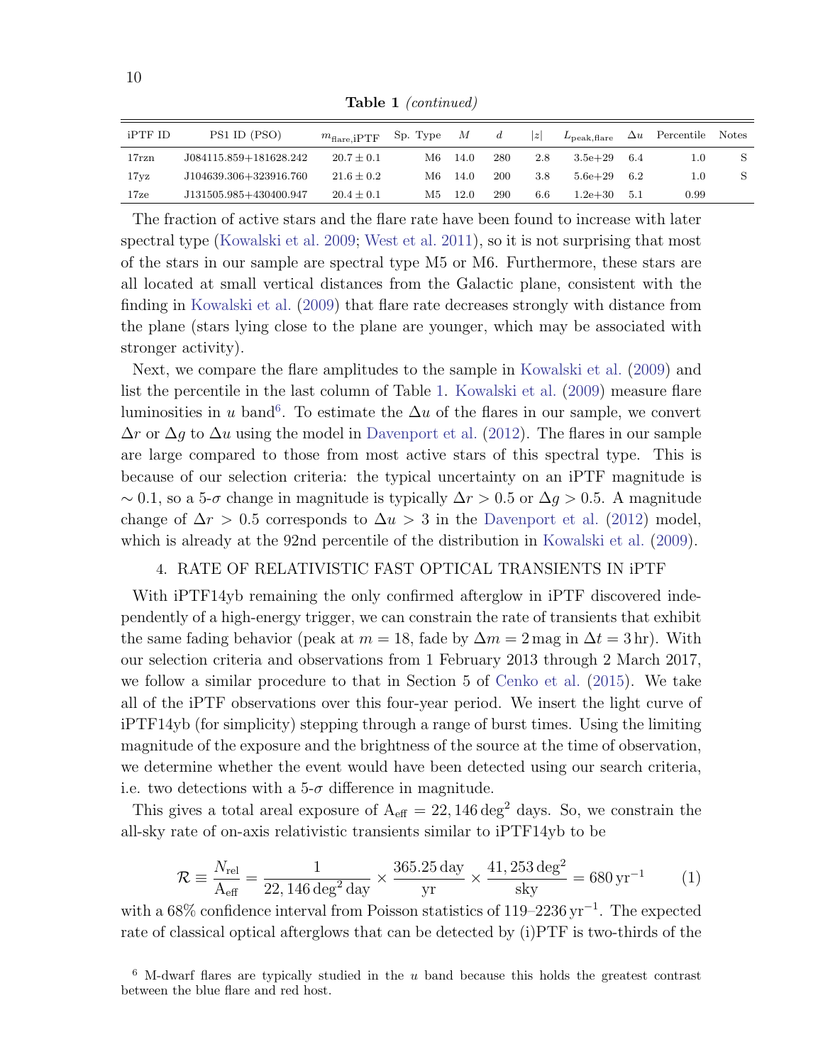**Table 1** *(continued)*

| iPTF ID | PS1 ID (PSO) | $m_{\rm flare,iPTF}$ | Sp. Type | $M$ | $d$ | $\|z\|$ | $L_{\rm peak,flare}$ | $\Delta u$ | Percentile | Notes |
|---|---|---|---|---|---|---|---|---|---|---|
| 17rzn | J084115.859+181628.242 | $20.7 \pm 0.1$ | M6 | 14.0 | 280 | 2.8 | 3.5e+29 | 6.4 | 1.0 | S |
| 17yz | J104639.306+323916.760 | $21.6 \pm 0.2$ | M6 | 14.0 | 200 | 3.8 | 5.6e+29 | 6.2 | 1.0 | S |
| 17ze | J131505.985+430400.947 | $20.4 \pm 0.1$ | M5 | 12.0 | 290 | 6.6 | 1.2e+30 | 5.1 | 0.99 | |

The fraction of active stars and the flare rate have been found to increase with later spectral type (Kowalski et al. 2009; West et al. 2011), so it is not surprising that most of the stars in our sample are spectral type M5 or M6. Furthermore, these stars are all located at small vertical distances from the Galactic plane, consistent with the finding in Kowalski et al. (2009) that flare rate decreases strongly with distance from the plane (stars lying close to the plane are younger, which may be associated with stronger activity).

Next, we compare the flare amplitudes to the sample in Kowalski et al. (2009) and list the percentile in the last column of Table 1. Kowalski et al. (2009) measure flare luminosities in $u$ band[6]. To estimate the $\Delta u$ of the flares in our sample, we convert $\Delta r$ or $\Delta g$ to $\Delta u$ using the model in Davenport et al. (2012). The flares in our sample are large compared to those from most active stars of this spectral type. This is because of our selection criteria: the typical uncertainty on an iPTF magnitude is $\sim 0.1$, so a 5-$\sigma$ change in magnitude is typically $\Delta r > 0.5$ or $\Delta g > 0.5$. A magnitude change of $\Delta r > 0.5$ corresponds to $\Delta u > 3$ in the Davenport et al. (2012) model, which is already at the 92nd percentile of the distribution in Kowalski et al. (2009).

## 4. RATE OF RELATIVISTIC FAST OPTICAL TRANSIENTS IN iPTF

With iPTF14yb remaining the only confirmed afterglow in iPTF discovered independently of a high-energy trigger, we can constrain the rate of transients that exhibit the same fading behavior (peak at $m = 18$, fade by $\Delta m = 2\,\mathrm{mag}$ in $\Delta t = 3\,\mathrm{hr}$). With our selection criteria and observations from 1 February 2013 through 2 March 2017, we follow a similar procedure to that in Section 5 of Cenko et al. (2015). We take all of the iPTF observations over this four-year period. We insert the light curve of iPTF14yb (for simplicity) stepping through a range of burst times. Using the limiting magnitude of the exposure and the brightness of the source at the time of observation, we determine whether the event would have been detected using our search criteria, i.e. two detections with a 5-$\sigma$ difference in magnitude.

This gives a total areal exposure of $\mathrm{A_{eff}} = 22,146\,\mathrm{deg}^2$ days. So, we constrain the all-sky rate of on-axis relativistic transients similar to iPTF14yb to be

$$\mathcal{R} \equiv \frac{N_{\rm rel}}{\mathrm{A_{eff}}} = \frac{1}{22,146\,\mathrm{deg}^2\,\mathrm{day}} \times \frac{365.25\,\mathrm{day}}{\mathrm{yr}} \times \frac{41,253\,\mathrm{deg}^2}{\mathrm{sky}} = 680\,\mathrm{yr}^{-1} \tag{1}$$

with a 68% confidence interval from Poisson statistics of 119–2236 $\mathrm{yr}^{-1}$. The expected rate of classical optical afterglows that can be detected by (i)PTF is two-thirds of the

[6] M-dwarf flares are typically studied in the $u$ band because this holds the greatest contrast between the blue flare and red host.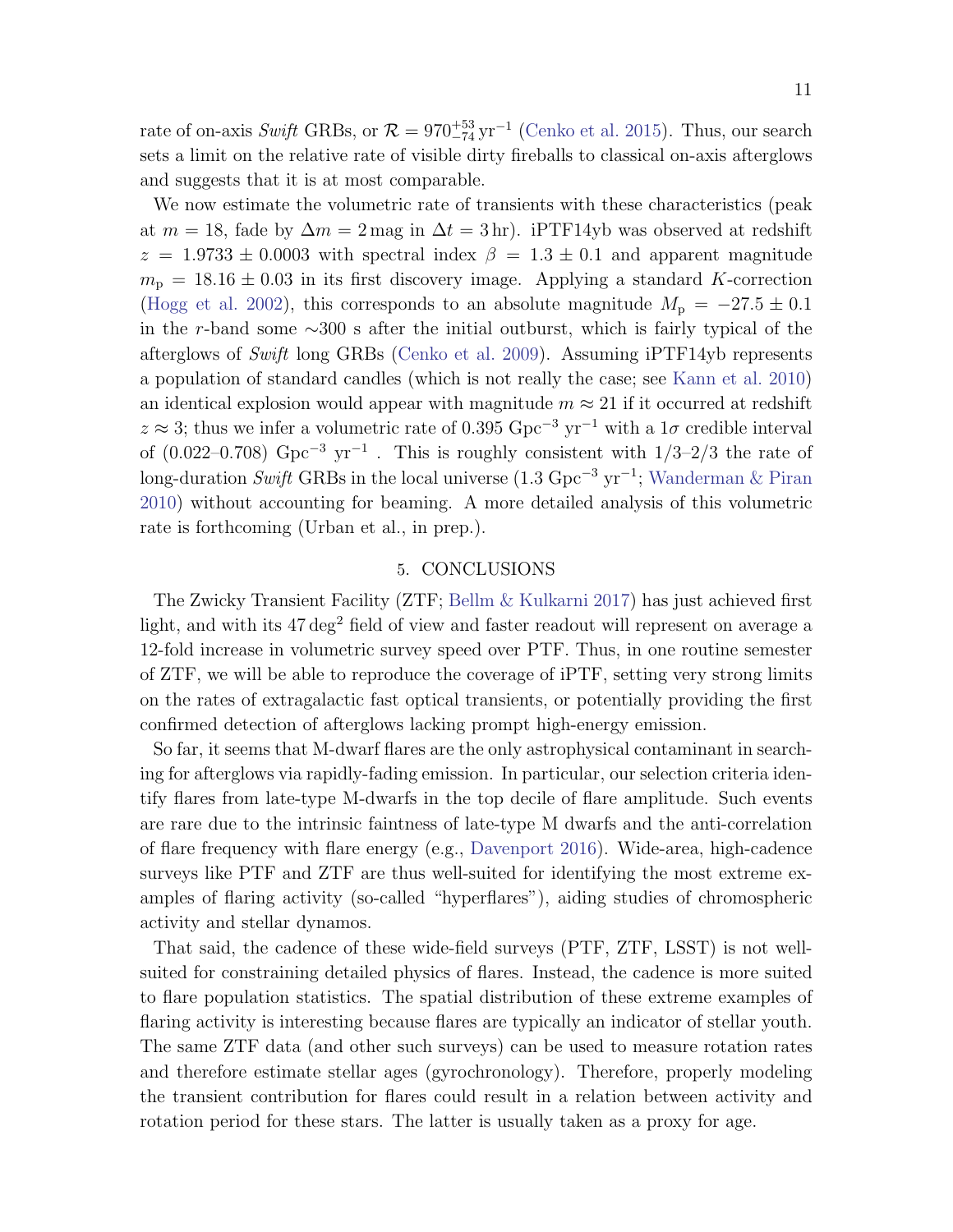rate of on-axis *Swift* GRBs, or $\mathcal{R} = 970^{+53}_{-74}\,\mathrm{yr}^{-1}$ (Cenko et al. 2015). Thus, our search sets a limit on the relative rate of visible dirty fireballs to classical on-axis afterglows and suggests that it is at most comparable.

We now estimate the volumetric rate of transients with these characteristics (peak at $m = 18$, fade by $\Delta m = 2\,\mathrm{mag}$ in $\Delta t = 3\,\mathrm{hr}$). iPTF14yb was observed at redshift $z = 1.9733 \pm 0.0003$ with spectral index $\beta = 1.3 \pm 0.1$ and apparent magnitude $m_\mathrm{p} = 18.16 \pm 0.03$ in its first discovery image. Applying a standard $K$-correction (Hogg et al. 2002), this corresponds to an absolute magnitude $M_\mathrm{p} = -27.5 \pm 0.1$ in the $r$-band some $\sim$300 s after the initial outburst, which is fairly typical of the afterglows of *Swift* long GRBs (Cenko et al. 2009). Assuming iPTF14yb represents a population of standard candles (which is not really the case; see Kann et al. 2010) an identical explosion would appear with magnitude $m \approx 21$ if it occurred at redshift $z \approx 3$; thus we infer a volumetric rate of 0.395 $\mathrm{Gpc}^{-3}$ $\mathrm{yr}^{-1}$ with a $1\sigma$ credible interval of (0.022–0.708) $\mathrm{Gpc}^{-3}$ $\mathrm{yr}^{-1}$ . This is roughly consistent with 1/3–2/3 the rate of long-duration *Swift* GRBs in the local universe (1.3 $\mathrm{Gpc}^{-3}$ $\mathrm{yr}^{-1}$; Wanderman & Piran 2010) without accounting for beaming. A more detailed analysis of this volumetric rate is forthcoming (Urban et al., in prep.).

## 5. CONCLUSIONS

The Zwicky Transient Facility (ZTF; Bellm & Kulkarni 2017) has just achieved first light, and with its $47\,\mathrm{deg}^2$ field of view and faster readout will represent on average a 12-fold increase in volumetric survey speed over PTF. Thus, in one routine semester of ZTF, we will be able to reproduce the coverage of iPTF, setting very strong limits on the rates of extragalactic fast optical transients, or potentially providing the first confirmed detection of afterglows lacking prompt high-energy emission.

So far, it seems that M-dwarf flares are the only astrophysical contaminant in searching for afterglows via rapidly-fading emission. In particular, our selection criteria identify flares from late-type M-dwarfs in the top decile of flare amplitude. Such events are rare due to the intrinsic faintness of late-type M dwarfs and the anti-correlation of flare frequency with flare energy (e.g., Davenport 2016). Wide-area, high-cadence surveys like PTF and ZTF are thus well-suited for identifying the most extreme examples of flaring activity (so-called "hyperflares"), aiding studies of chromospheric activity and stellar dynamos.

That said, the cadence of these wide-field surveys (PTF, ZTF, LSST) is not well-suited for constraining detailed physics of flares. Instead, the cadence is more suited to flare population statistics. The spatial distribution of these extreme examples of flaring activity is interesting because flares are typically an indicator of stellar youth. The same ZTF data (and other such surveys) can be used to measure rotation rates and therefore estimate stellar ages (gyrochronology). Therefore, properly modeling the transient contribution for flares could result in a relation between activity and rotation period for these stars. The latter is usually taken as a proxy for age.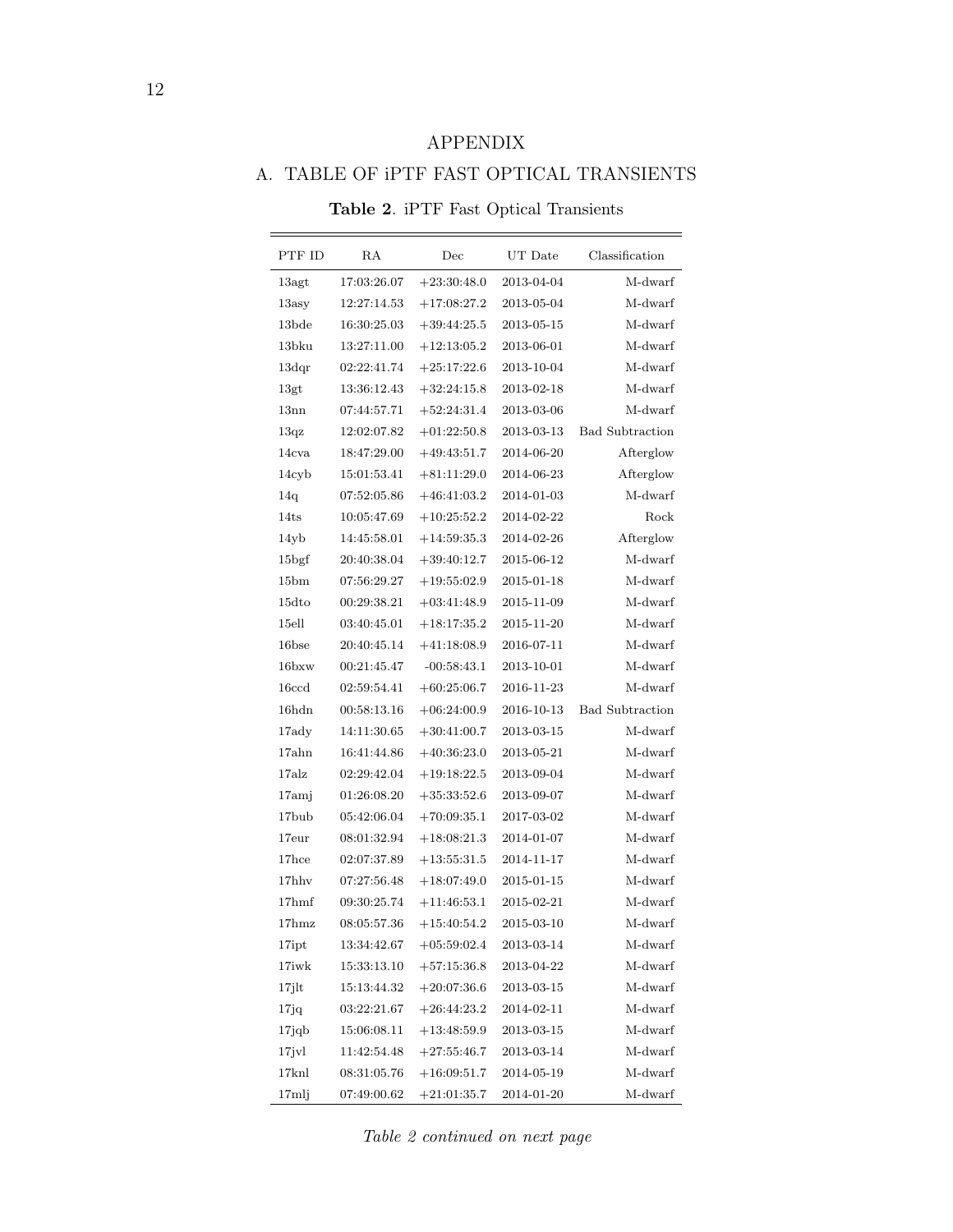# APPENDIX

## A. TABLE OF iPTF FAST OPTICAL TRANSIENTS

**Table 2**. iPTF Fast Optical Transients

| PTF ID | RA | Dec | UT Date | Classification |
|---|---|---|---|---|
| 13agt | 17:03:26.07 | +23:30:48.0 | 2013-04-04 | M-dwarf |
| 13asy | 12:27:14.53 | +17:08:27.2 | 2013-05-04 | M-dwarf |
| 13bde | 16:30:25.03 | +39:44:25.5 | 2013-05-15 | M-dwarf |
| 13bku | 13:27:11.00 | +12:13:05.2 | 2013-06-01 | M-dwarf |
| 13dqr | 02:22:41.74 | +25:17:22.6 | 2013-10-04 | M-dwarf |
| 13gt | 13:36:12.43 | +32:24:15.8 | 2013-02-18 | M-dwarf |
| 13nn | 07:44:57.71 | +52:24:31.4 | 2013-03-06 | M-dwarf |
| 13qz | 12:02:07.82 | +01:22:50.8 | 2013-03-13 | Bad Subtraction |
| 14cva | 18:47:29.00 | +49:43:51.7 | 2014-06-20 | Afterglow |
| 14cyb | 15:01:53.41 | +81:11:29.0 | 2014-06-23 | Afterglow |
| 14q | 07:52:05.86 | +46:41:03.2 | 2014-01-03 | M-dwarf |
| 14ts | 10:05:47.69 | +10:25:52.2 | 2014-02-22 | Rock |
| 14yb | 14:45:58.01 | +14:59:35.3 | 2014-02-26 | Afterglow |
| 15bgf | 20:40:38.04 | +39:40:12.7 | 2015-06-12 | M-dwarf |
| 15bm | 07:56:29.27 | +19:55:02.9 | 2015-01-18 | M-dwarf |
| 15dto | 00:29:38.21 | +03:41:48.9 | 2015-11-09 | M-dwarf |
| 15ell | 03:40:45.01 | +18:17:35.2 | 2015-11-20 | M-dwarf |
| 16bse | 20:40:45.14 | +41:18:08.9 | 2016-07-11 | M-dwarf |
| 16bxw | 00:21:45.47 | -00:58:43.1 | 2013-10-01 | M-dwarf |
| 16ccd | 02:59:54.41 | +60:25:06.7 | 2016-11-23 | M-dwarf |
| 16hdn | 00:58:13.16 | +06:24:00.9 | 2016-10-13 | Bad Subtraction |
| 17ady | 14:11:30.65 | +30:41:00.7 | 2013-03-15 | M-dwarf |
| 17ahn | 16:41:44.86 | +40:36:23.0 | 2013-05-21 | M-dwarf |
| 17alz | 02:29:42.04 | +19:18:22.5 | 2013-09-04 | M-dwarf |
| 17amj | 01:26:08.20 | +35:33:52.6 | 2013-09-07 | M-dwarf |
| 17bub | 05:42:06.04 | +70:09:35.1 | 2017-03-02 | M-dwarf |
| 17eur | 08:01:32.94 | +18:08:21.3 | 2014-01-07 | M-dwarf |
| 17hce | 02:07:37.89 | +13:55:31.5 | 2014-11-17 | M-dwarf |
| 17hhv | 07:27:56.48 | +18:07:49.0 | 2015-01-15 | M-dwarf |
| 17hmf | 09:30:25.74 | +11:46:53.1 | 2015-02-21 | M-dwarf |
| 17hmz | 08:05:57.36 | +15:40:54.2 | 2015-03-10 | M-dwarf |
| 17ipt | 13:34:42.67 | +05:59:02.4 | 2013-03-14 | M-dwarf |
| 17iwk | 15:33:13.10 | +57:15:36.8 | 2013-04-22 | M-dwarf |
| 17jlt | 15:13:44.32 | +20:07:36.6 | 2013-03-15 | M-dwarf |
| 17jq | 03:22:21.67 | +26:44:23.2 | 2014-02-11 | M-dwarf |
| 17jqb | 15:06:08.11 | +13:48:59.9 | 2013-03-15 | M-dwarf |
| 17jvl | 11:42:54.48 | +27:55:46.7 | 2013-03-14 | M-dwarf |
| 17knl | 08:31:05.76 | +16:09:51.7 | 2014-05-19 | M-dwarf |
| 17mlj | 07:49:00.62 | +21:01:35.7 | 2014-01-20 | M-dwarf |

*Table 2 continued on next page*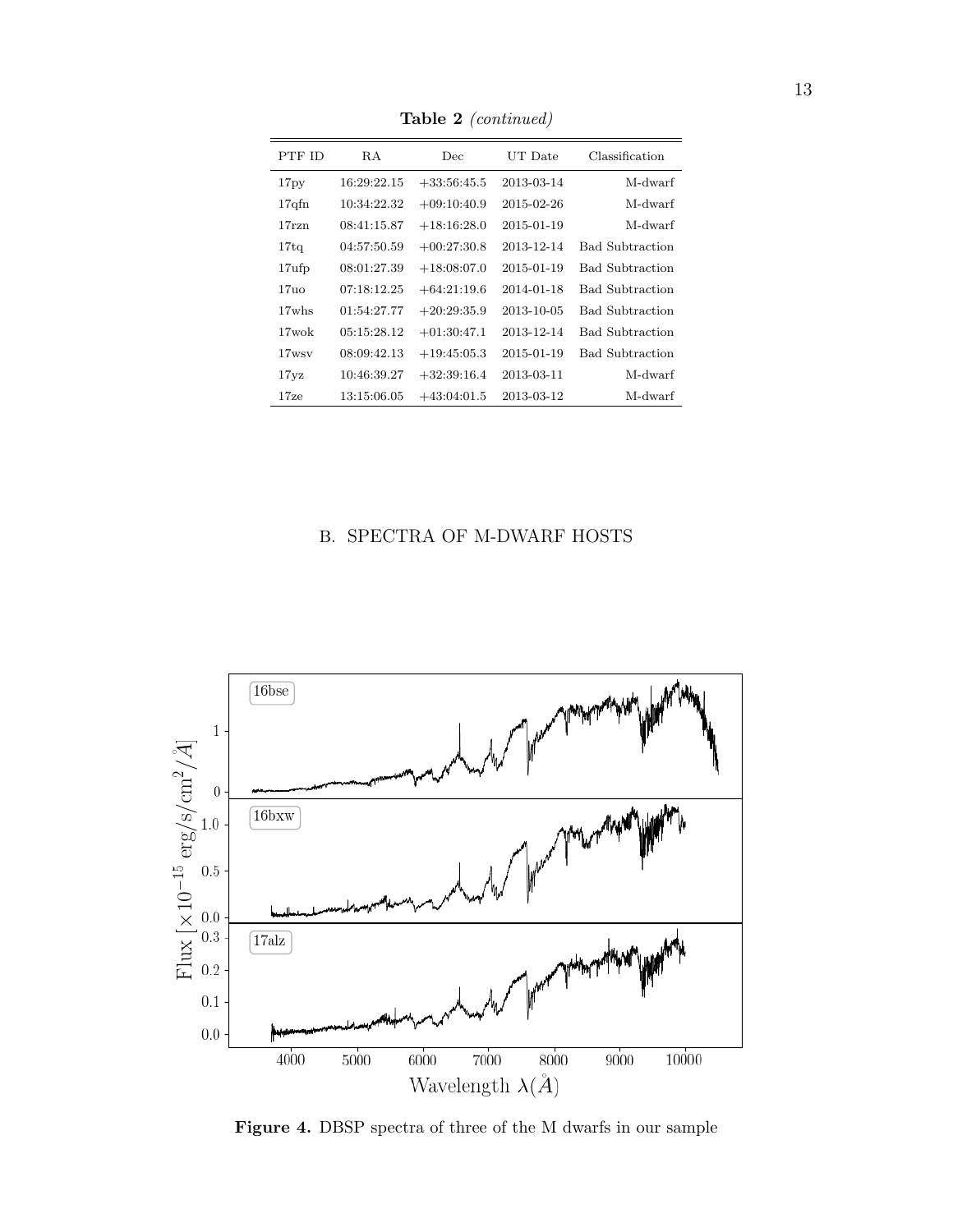**Table 2** *(continued)*

| PTF ID | RA | Dec | UT Date | Classification |
|---|---|---|---|---|
| 17py | 16:29:22.15 | +33:56:45.5 | 2013-03-14 | M-dwarf |
| 17qfn | 10:34:22.32 | +09:10:40.9 | 2015-02-26 | M-dwarf |
| 17rzn | 08:41:15.87 | +18:16:28.0 | 2015-01-19 | M-dwarf |
| 17tq | 04:57:50.59 | +00:27:30.8 | 2013-12-14 | Bad Subtraction |
| 17ufp | 08:01:27.39 | +18:08:07.0 | 2015-01-19 | Bad Subtraction |
| 17uo | 07:18:12.25 | +64:21:19.6 | 2014-01-18 | Bad Subtraction |
| 17whs | 01:54:27.77 | +20:29:35.9 | 2013-10-05 | Bad Subtraction |
| 17wok | 05:15:28.12 | +01:30:47.1 | 2013-12-14 | Bad Subtraction |
| 17wsv | 08:09:42.13 | +19:45:05.3 | 2015-01-19 | Bad Subtraction |
| 17yz | 10:46:39.27 | +32:39:16.4 | 2013-03-11 | M-dwarf |
| 17ze | 13:15:06.05 | +43:04:01.5 | 2013-03-12 | M-dwarf |

## B. SPECTRA OF M-DWARF HOSTS

**Figure 4.** DBSP spectra of three of the M dwarfs in our sample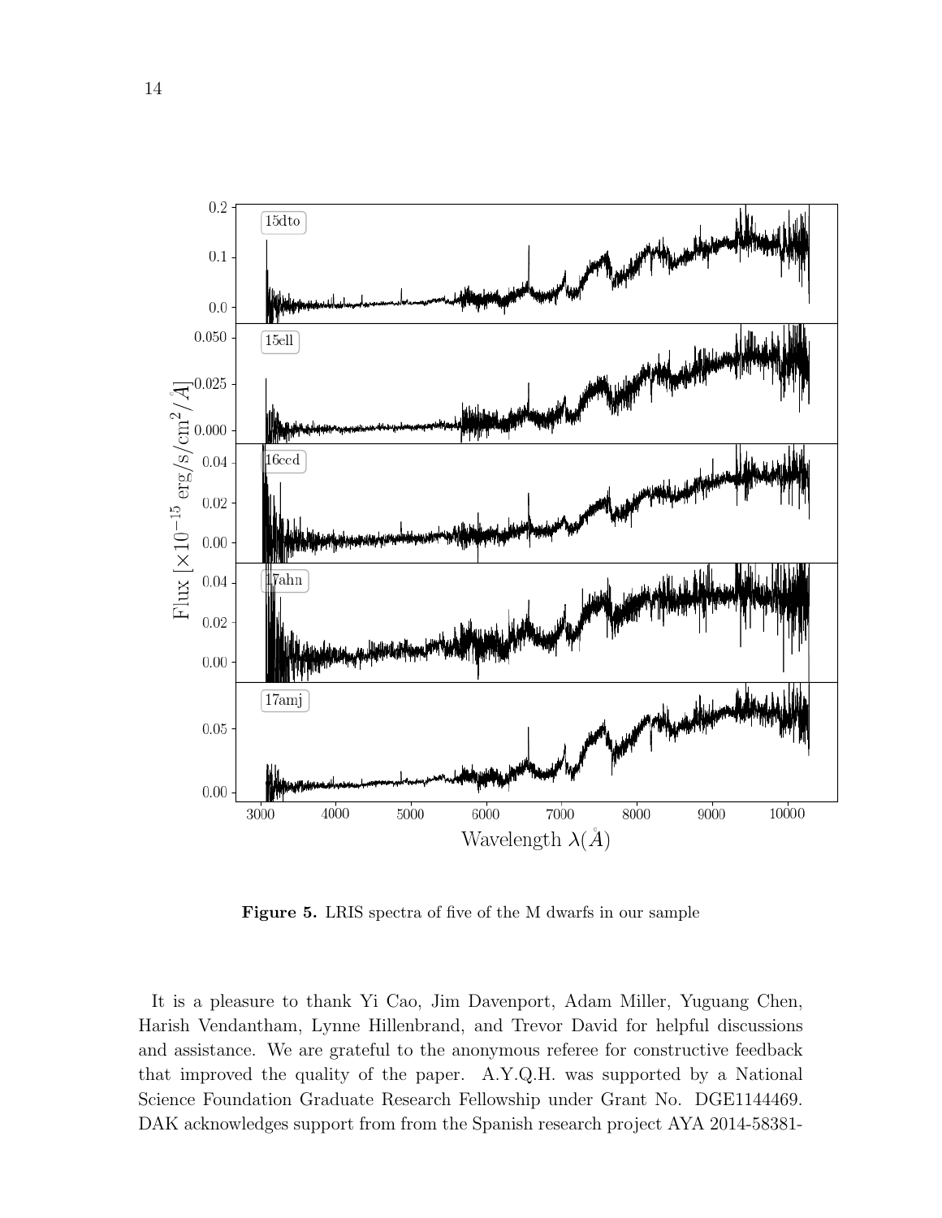**Figure 5.** LRIS spectra of five of the M dwarfs in our sample

It is a pleasure to thank Yi Cao, Jim Davenport, Adam Miller, Yuguang Chen, Harish Vendantham, Lynne Hillenbrand, and Trevor David for helpful discussions and assistance. We are grateful to the anonymous referee for constructive feedback that improved the quality of the paper. A.Y.Q.H. was supported by a National Science Foundation Graduate Research Fellowship under Grant No. DGE1144469. DAK acknowledges support from from the Spanish research project AYA 2014-58381-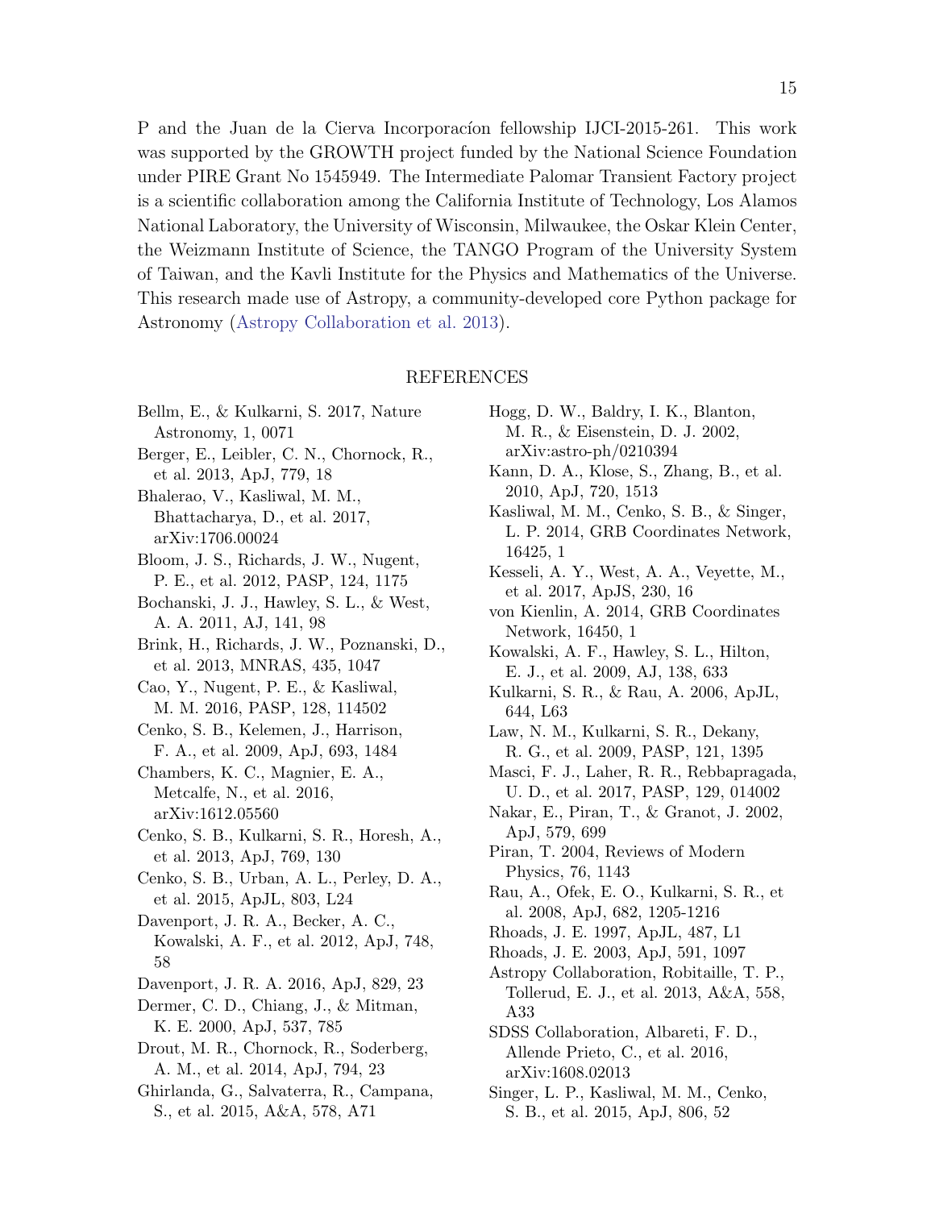P and the Juan de la Cierva Incorporacíon fellowship IJCI-2015-261. This work was supported by the GROWTH project funded by the National Science Foundation under PIRE Grant No 1545949. The Intermediate Palomar Transient Factory project is a scientific collaboration among the California Institute of Technology, Los Alamos National Laboratory, the University of Wisconsin, Milwaukee, the Oskar Klein Center, the Weizmann Institute of Science, the TANGO Program of the University System of Taiwan, and the Kavli Institute for the Physics and Mathematics of the Universe. This research made use of Astropy, a community-developed core Python package for Astronomy (Astropy Collaboration et al. 2013).

## REFERENCES

Bellm, E., & Kulkarni, S. 2017, Nature Astronomy, 1, 0071

Berger, E., Leibler, C. N., Chornock, R., et al. 2013, ApJ, 779, 18

Bhalerao, V., Kasliwal, M. M., Bhattacharya, D., et al. 2017, arXiv:1706.00024

Bloom, J. S., Richards, J. W., Nugent, P. E., et al. 2012, PASP, 124, 1175

Bochanski, J. J., Hawley, S. L., & West, A. A. 2011, AJ, 141, 98

Brink, H., Richards, J. W., Poznanski, D., et al. 2013, MNRAS, 435, 1047

Cao, Y., Nugent, P. E., & Kasliwal, M. M. 2016, PASP, 128, 114502

Cenko, S. B., Kelemen, J., Harrison, F. A., et al. 2009, ApJ, 693, 1484

Chambers, K. C., Magnier, E. A., Metcalfe, N., et al. 2016, arXiv:1612.05560

Cenko, S. B., Kulkarni, S. R., Horesh, A., et al. 2013, ApJ, 769, 130

Cenko, S. B., Urban, A. L., Perley, D. A., et al. 2015, ApJL, 803, L24

Davenport, J. R. A., Becker, A. C., Kowalski, A. F., et al. 2012, ApJ, 748, 58

Davenport, J. R. A. 2016, ApJ, 829, 23

Dermer, C. D., Chiang, J., & Mitman, K. E. 2000, ApJ, 537, 785

Drout, M. R., Chornock, R., Soderberg, A. M., et al. 2014, ApJ, 794, 23

Ghirlanda, G., Salvaterra, R., Campana, S., et al. 2015, A&A, 578, A71

Hogg, D. W., Baldry, I. K., Blanton, M. R., & Eisenstein, D. J. 2002, arXiv:astro-ph/0210394

Kann, D. A., Klose, S., Zhang, B., et al. 2010, ApJ, 720, 1513

Kasliwal, M. M., Cenko, S. B., & Singer, L. P. 2014, GRB Coordinates Network, 16425, 1

Kesseli, A. Y., West, A. A., Veyette, M., et al. 2017, ApJS, 230, 16

von Kienlin, A. 2014, GRB Coordinates Network, 16450, 1

Kowalski, A. F., Hawley, S. L., Hilton, E. J., et al. 2009, AJ, 138, 633

Kulkarni, S. R., & Rau, A. 2006, ApJL, 644, L63

Law, N. M., Kulkarni, S. R., Dekany, R. G., et al. 2009, PASP, 121, 1395

Masci, F. J., Laher, R. R., Rebbapragada, U. D., et al. 2017, PASP, 129, 014002

Nakar, E., Piran, T., & Granot, J. 2002, ApJ, 579, 699

Piran, T. 2004, Reviews of Modern Physics, 76, 1143

Rau, A., Ofek, E. O., Kulkarni, S. R., et al. 2008, ApJ, 682, 1205-1216

Rhoads, J. E. 1997, ApJL, 487, L1

Rhoads, J. E. 2003, ApJ, 591, 1097

Astropy Collaboration, Robitaille, T. P., Tollerud, E. J., et al. 2013, A&A, 558, A33

SDSS Collaboration, Albareti, F. D., Allende Prieto, C., et al. 2016, arXiv:1608.02013

Singer, L. P., Kasliwal, M. M., Cenko, S. B., et al. 2015, ApJ, 806, 52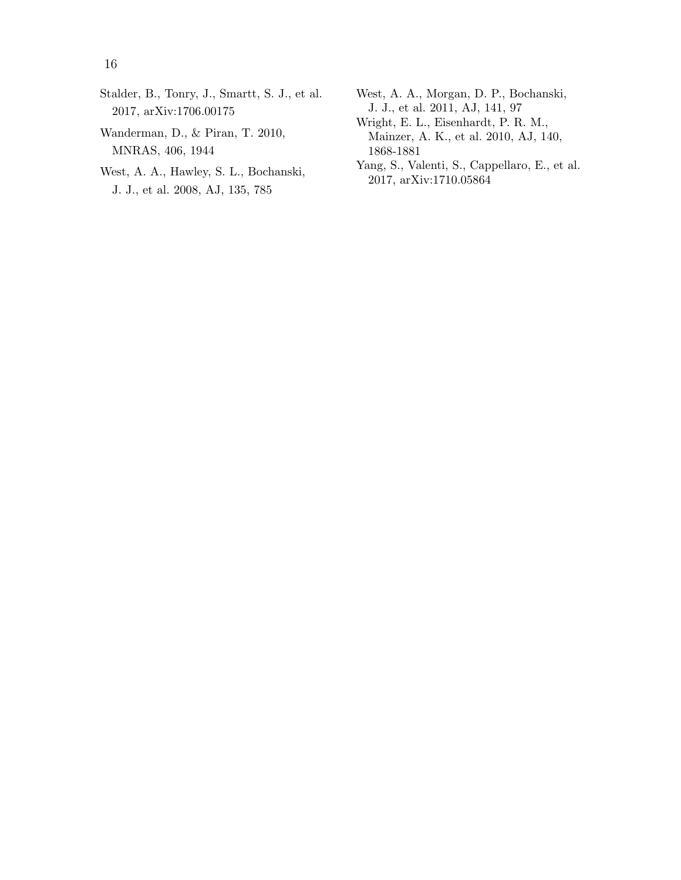Stalder, B., Tonry, J., Smartt, S. J., et al. 2017, arXiv:1706.00175

Wanderman, D., & Piran, T. 2010, MNRAS, 406, 1944

West, A. A., Hawley, S. L., Bochanski, J. J., et al. 2008, AJ, 135, 785

West, A. A., Morgan, D. P., Bochanski, J. J., et al. 2011, AJ, 141, 97

Wright, E. L., Eisenhardt, P. R. M., Mainzer, A. K., et al. 2010, AJ, 140, 1868-1881

Yang, S., Valenti, S., Cappellaro, E., et al. 2017, arXiv:1710.05864